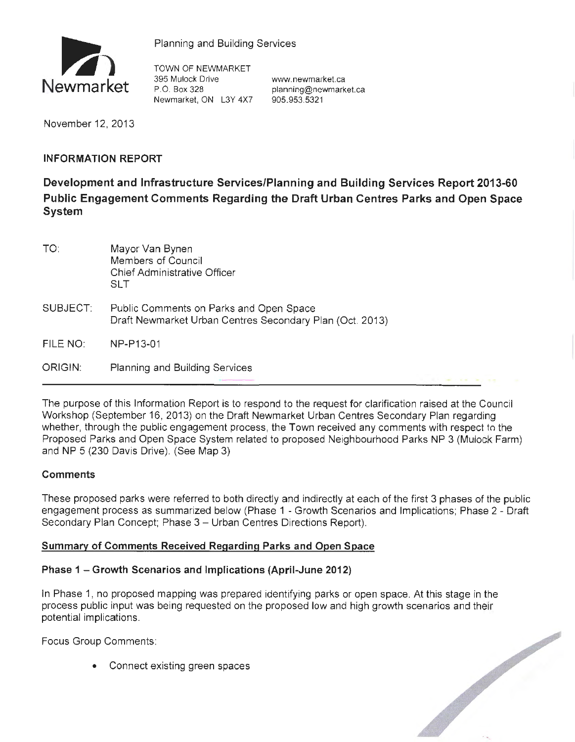Planning and Building Services

TOWN OF NEWMARKET
395 Mulock Drive
P.O. Box 328
Newmarket, ON L3Y 4X7

www.newmarket.ca
planning@newmarket.ca
905.953.5321

November 12, 2013

**INFORMATION REPORT**

# Development and Infrastructure Services/Planning and Building Services Report 2013-60 Public Engagement Comments Regarding the Draft Urban Centres Parks and Open Space System

TO: Mayor Van Bynen
Members of Council
Chief Administrative Officer
SLT

SUBJECT: Public Comments on Parks and Open Space
Draft Newmarket Urban Centres Secondary Plan (Oct. 2013)

FILE NO: NP-P13-01

ORIGIN: Planning and Building Services

---

The purpose of this Information Report is to respond to the request for clarification raised at the Council Workshop (September 16, 2013) on the Draft Newmarket Urban Centres Secondary Plan regarding whether, through the public engagement process, the Town received any comments with respect to the Proposed Parks and Open Space System related to proposed Neighbourhood Parks NP 3 (Mulock Farm) and NP 5 (230 Davis Drive). (See Map 3)

## Comments

These proposed parks were referred to both directly and indirectly at each of the first 3 phases of the public engagement process as summarized below (Phase 1 - Growth Scenarios and Implications; Phase 2 - Draft Secondary Plan Concept; Phase 3 – Urban Centres Directions Report).

## Summary of Comments Received Regarding Parks and Open Space

### Phase 1 – Growth Scenarios and Implications (April-June 2012)

In Phase 1, no proposed mapping was prepared identifying parks or open space. At this stage in the process public input was being requested on the proposed low and high growth scenarios and their potential implications.

Focus Group Comments:

- Connect existing green spaces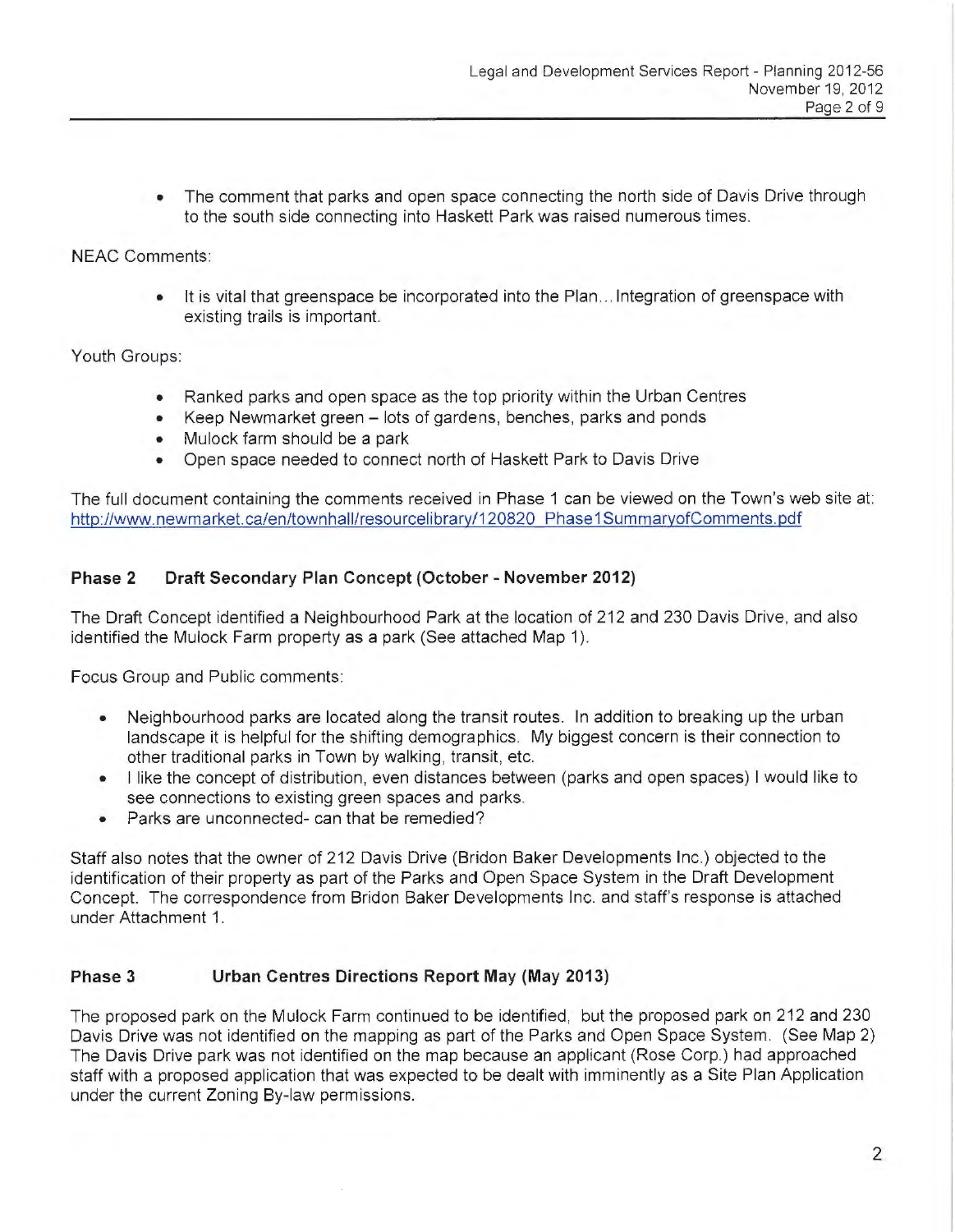- The comment that parks and open space connecting the north side of Davis Drive through to the south side connecting into Haskett Park was raised numerous times.

NEAC Comments:

- It is vital that greenspace be incorporated into the Plan... Integration of greenspace with existing trails is important.

Youth Groups:

- Ranked parks and open space as the top priority within the Urban Centres
- Keep Newmarket green – lots of gardens, benches, parks and ponds
- Mulock farm should be a park
- Open space needed to connect north of Haskett Park to Davis Drive

The full document containing the comments received in Phase 1 can be viewed on the Town's web site at: http://www.newmarket.ca/en/townhall/resourcelibrary/120820_Phase1SummaryofComments.pdf

### Phase 2 Draft Secondary Plan Concept (October - November 2012)

The Draft Concept identified a Neighbourhood Park at the location of 212 and 230 Davis Drive, and also identified the Mulock Farm property as a park (See attached Map 1).

Focus Group and Public comments:

- Neighbourhood parks are located along the transit routes. In addition to breaking up the urban landscape it is helpful for the shifting demographics. My biggest concern is their connection to other traditional parks in Town by walking, transit, etc.
- I like the concept of distribution, even distances between (parks and open spaces) I would like to see connections to existing green spaces and parks.
- Parks are unconnected- can that be remedied?

Staff also notes that the owner of 212 Davis Drive (Bridon Baker Developments Inc.) objected to the identification of their property as part of the Parks and Open Space System in the Draft Development Concept. The correspondence from Bridon Baker Developments Inc. and staff's response is attached under Attachment 1.

### Phase 3 Urban Centres Directions Report May (May 2013)

The proposed park on the Mulock Farm continued to be identified, but the proposed park on 212 and 230 Davis Drive was not identified on the mapping as part of the Parks and Open Space System. (See Map 2) The Davis Drive park was not identified on the map because an applicant (Rose Corp.) had approached staff with a proposed application that was expected to be dealt with imminently as a Site Plan Application under the current Zoning By-law permissions.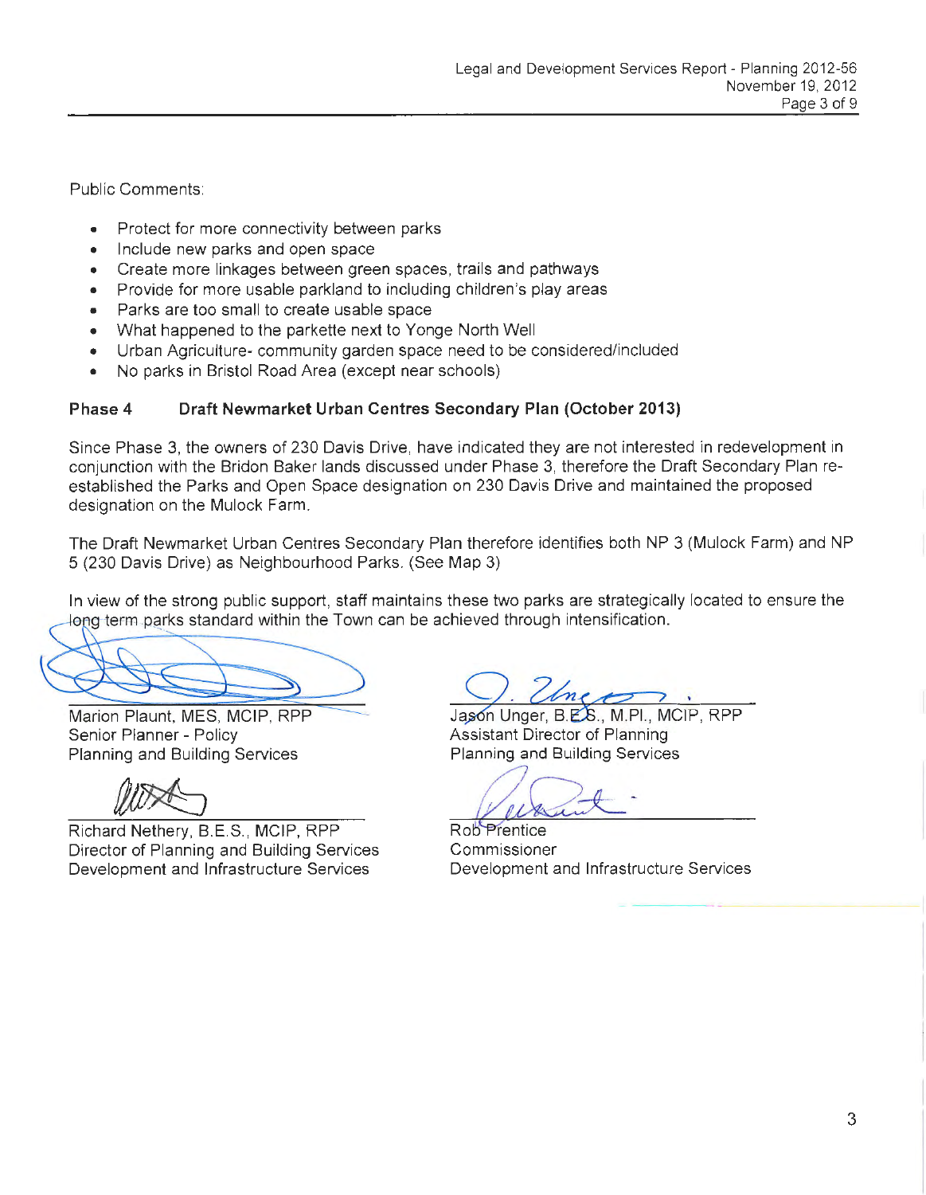Public Comments:

- Protect for more connectivity between parks
- Include new parks and open space
- Create more linkages between green spaces, trails and pathways
- Provide for more usable parkland to including children's play areas
- Parks are too small to create usable space
- What happened to the parkette next to Yonge North Well
- Urban Agriculture- community garden space need to be considered/included
- No parks in Bristol Road Area (except near schools)

**Phase 4 Draft Newmarket Urban Centres Secondary Plan (October 2013)**

Since Phase 3, the owners of 230 Davis Drive, have indicated they are not interested in redevelopment in conjunction with the Bridon Baker lands discussed under Phase 3, therefore the Draft Secondary Plan re-established the Parks and Open Space designation on 230 Davis Drive and maintained the proposed designation on the Mulock Farm.

The Draft Newmarket Urban Centres Secondary Plan therefore identifies both NP 3 (Mulock Farm) and NP 5 (230 Davis Drive) as Neighbourhood Parks. (See Map 3)

In view of the strong public support, staff maintains these two parks are strategically located to ensure the long term parks standard within the Town can be achieved through intensification.

Marion Plaunt, MES, MCIP, RPP
Senior Planner - Policy
Planning and Building Services

Jason Unger, B.E.S., M.Pl., MCIP, RPP
Assistant Director of Planning
Planning and Building Services

Richard Nethery, B.E.S., MCIP, RPP
Director of Planning and Building Services
Development and Infrastructure Services

Rob Prentice
Commissioner
Development and Infrastructure Services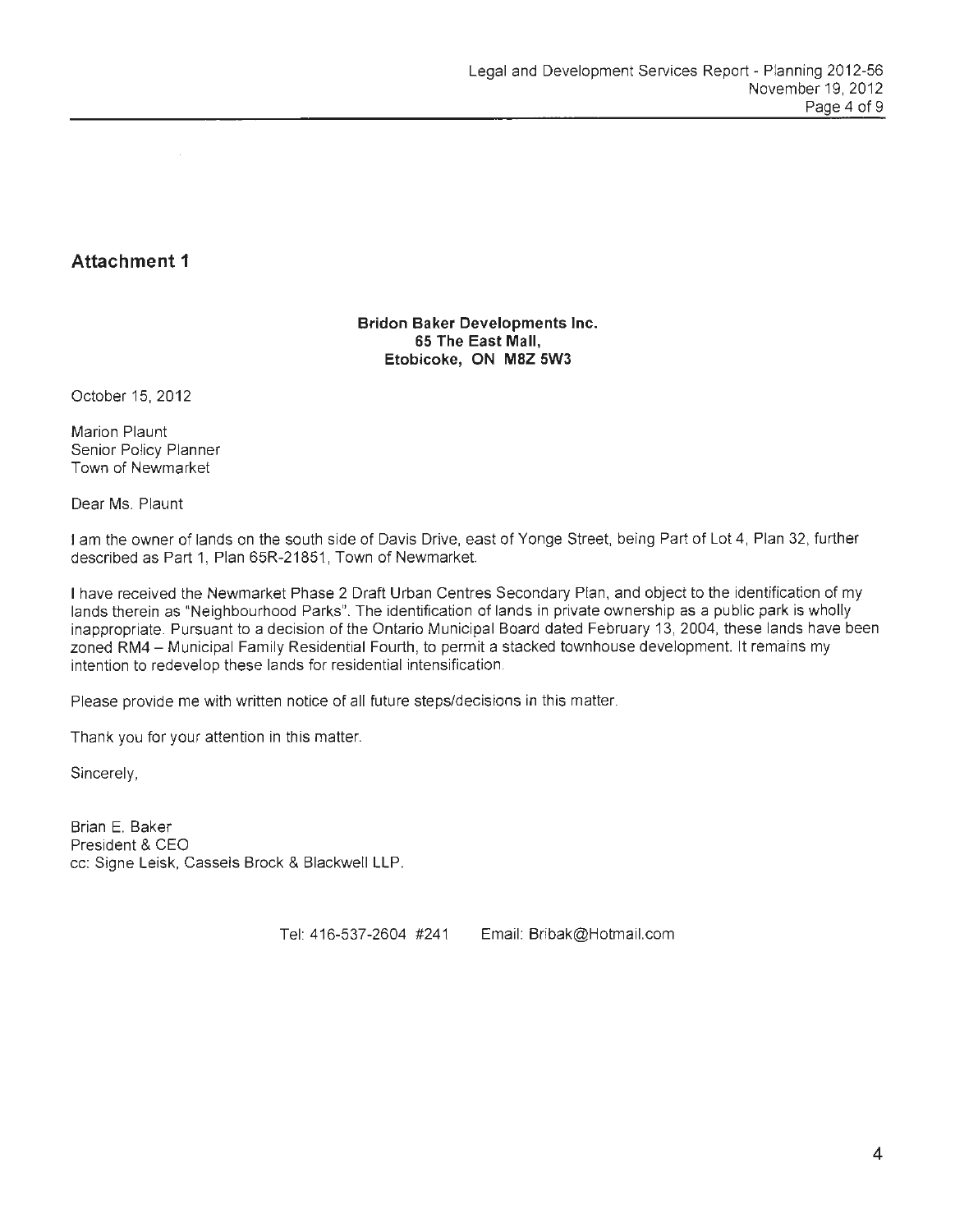## Attachment 1

**Bridon Baker Developments Inc.**
**65 The East Mall,**
**Etobicoke, ON M8Z 5W3**

October 15, 2012

Marion Plaunt
Senior Policy Planner
Town of Newmarket

Dear Ms. Plaunt

I am the owner of lands on the south side of Davis Drive, east of Yonge Street, being Part of Lot 4, Plan 32, further described as Part 1, Plan 65R-21851, Town of Newmarket.

I have received the Newmarket Phase 2 Draft Urban Centres Secondary Plan, and object to the identification of my lands therein as "Neighbourhood Parks". The identification of lands in private ownership as a public park is wholly inappropriate. Pursuant to a decision of the Ontario Municipal Board dated February 13, 2004, these lands have been zoned RM4 – Municipal Family Residential Fourth, to permit a stacked townhouse development. It remains my intention to redevelop these lands for residential intensification.

Please provide me with written notice of all future steps/decisions in this matter.

Thank you for your attention in this matter.

Sincerely,

Brian E. Baker
President & CEO
cc: Signe Leisk, Cassels Brock & Blackwell LLP.

Tel: 416-537-2604 #241 Email: Bribak@Hotmail.com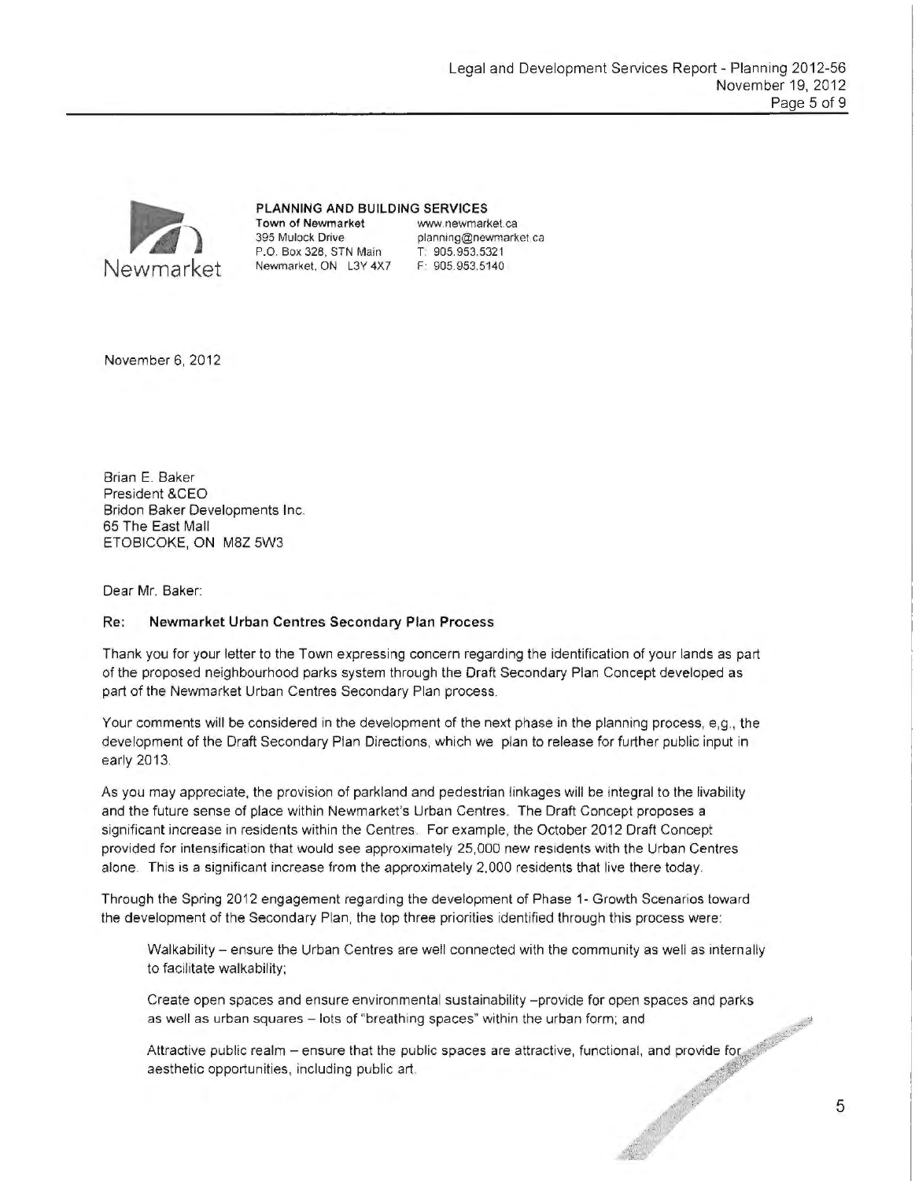**PLANNING AND BUILDING SERVICES**

**Town of Newmarket**
395 Mulock Drive
P.O. Box 328, STN Main
Newmarket, ON L3Y 4X7

www.newmarket.ca
planning@newmarket.ca
T: 905.953.5321
F: 905.953.5140

November 6, 2012

Brian E. Baker
President &CEO
Bridon Baker Developments Inc.
65 The East Mall
ETOBICOKE, ON M8Z 5W3

Dear Mr. Baker:

**Re: Newmarket Urban Centres Secondary Plan Process**

Thank you for your letter to the Town expressing concern regarding the identification of your lands as part of the proposed neighbourhood parks system through the Draft Secondary Plan Concept developed as part of the Newmarket Urban Centres Secondary Plan process.

Your comments will be considered in the development of the next phase in the planning process, e,g., the development of the Draft Secondary Plan Directions, which we plan to release for further public input in early 2013.

As you may appreciate, the provision of parkland and pedestrian linkages will be integral to the livability and the future sense of place within Newmarket's Urban Centres. The Draft Concept proposes a significant increase in residents within the Centres. For example, the October 2012 Draft Concept provided for intensification that would see approximately 25,000 new residents with the Urban Centres alone. This is a significant increase from the approximately 2,000 residents that live there today.

Through the Spring 2012 engagement regarding the development of Phase 1- Growth Scenarios toward the development of the Secondary Plan, the top three priorities identified through this process were:

Walkability – ensure the Urban Centres are well connected with the community as well as internally to facilitate walkability;

Create open spaces and ensure environmental sustainability –provide for open spaces and parks as well as urban squares – lots of "breathing spaces" within the urban form; and

Attractive public realm – ensure that the public spaces are attractive, functional, and provide for aesthetic opportunities, including public art.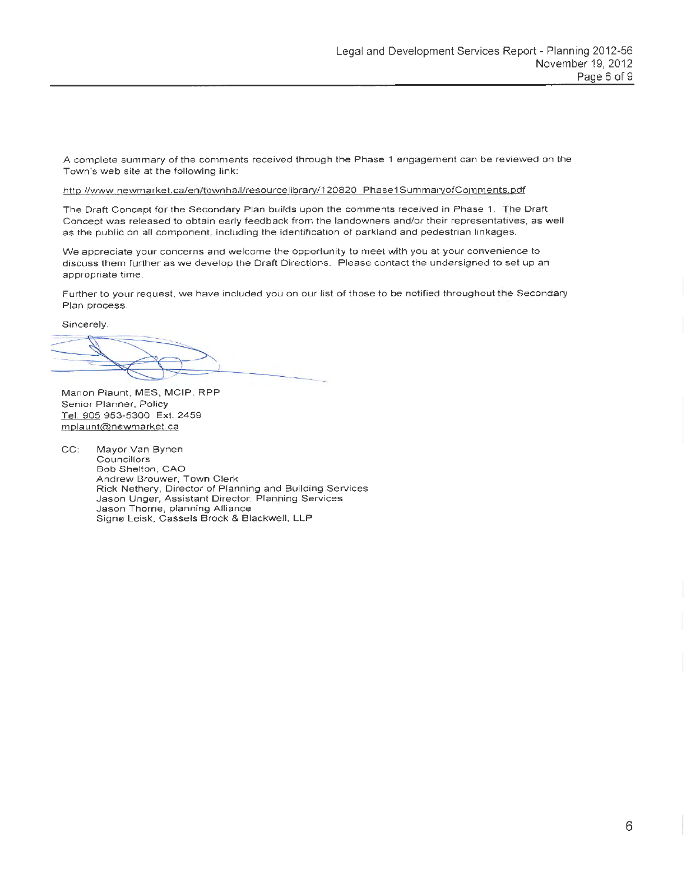A complete summary of the comments received through the Phase 1 engagement can be reviewed on the Town's web site at the following link:

http://www.newmarket.ca/en/townhall/resourcelibrary/120820_Phase1SummaryofComments.pdf

The Draft Concept for the Secondary Plan builds upon the comments received in Phase 1. The Draft Concept was released to obtain early feedback from the landowners and/or their representatives, as well as the public on all component, including the identification of parkland and pedestrian linkages.

We appreciate your concerns and welcome the opportunity to meet with you at your convenience to discuss them further as we develop the Draft Directions. Please contact the undersigned to set up an appropriate time.

Further to your request, we have included you on our list of those to be notified throughout the Secondary Plan process.

Sincerely,

Marion Plaunt, MES, MCIP, RPP
Senior Planner, Policy
Tel: 905 953-5300 Ext. 2459
mplaunt@newmarket.ca

CC: Mayor Van Bynen
Councillors
Bob Shelton, CAO
Andrew Brouwer, Town Clerk
Rick Nethery, Director of Planning and Building Services
Jason Unger, Assistant Director, Planning Services
Jason Thorne, planning Alliance
Signe Leisk, Cassels Brock & Blackwell, LLP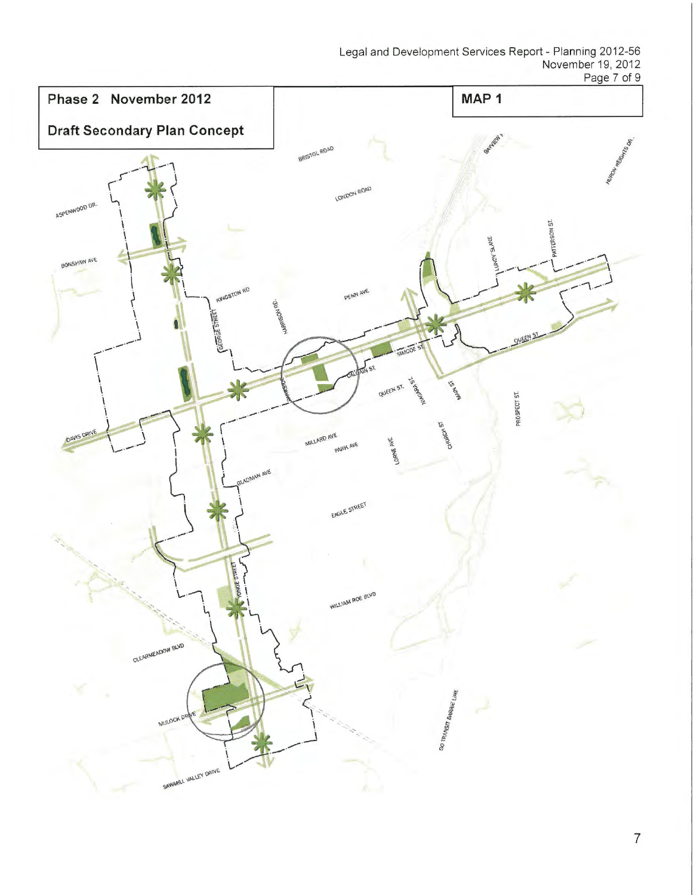## Phase 2 November 2012

## Draft Secondary Plan Concept

## MAP 1

BRISTOL ROAD

BAYVIEW

HURON HEIGHTS DR.

LONDON ROAD

ASPENWOOD DR.

BONSHAW AVE

LUNDY'S LANE

PATTERSON ST.

KINGSTON RD

PENN AVE

GEORGE STREET

HARRISON RD.

QUEEN ST

SIMCOE ST.

CALDAIN ST

QUEEN ST.

NIAGARA ST.

MAIN ST

PROSPECT ST.

DAVIS DRIVE

MILLARD AVE

PARK AVE

LORNE AVE

CHURCH ST

GLADMAN AVE

EAGLE STREET

YONGE STREET

WILLIAM ROE BLVD

CLEARMEADOW BLVD

GO TRANSIT BARRIE LINE

MULOCK DRIVE

SAWMILL VALLEY DRIVE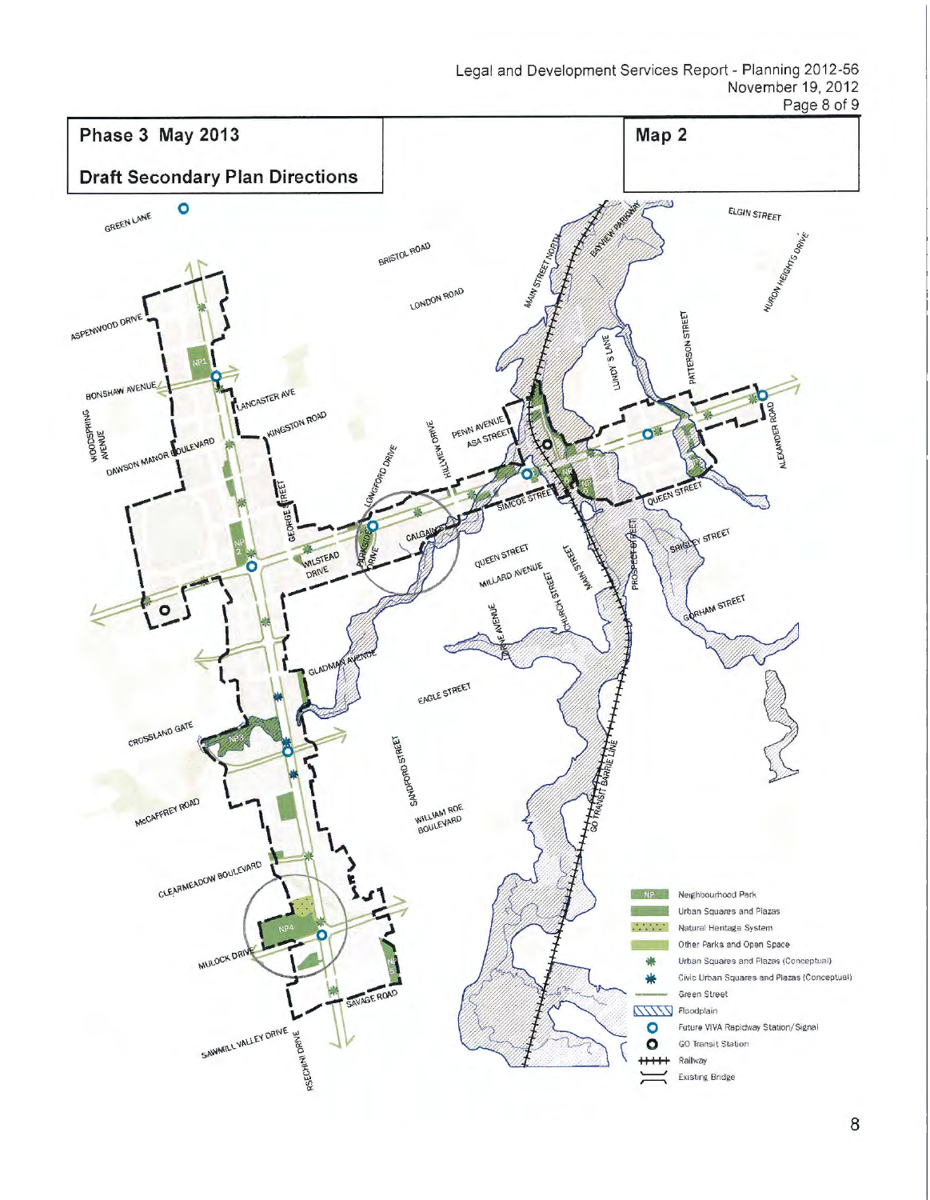## Phase 3 May 2013

## Draft Secondary Plan Directions

## Map 2

GREEN LANE

BRISTOL ROAD

LONDON ROAD

ELGIN STREET

HURON HEIGHTS DRIVE

BAYVIEW PARKWAY

MAIN STREET NORTH

ASPENWOOD DRIVE

BONSHAW AVENUE

LANCASTER AVE

KINGSTON ROAD

WOODSPRING AVENUE

DAWSON MANOR BOULEVARD

GEORGE STREET

LONGFORD DRIVE

HILLVIEW DRIVE

PENN AVENUE

ASA STREET

LUNDY'S LANE

PATTERSON STREET

ALEXANDER ROAD

SIMCOE STREET

QUEEN STREET

PARKSIDE DRIVE

CALGARY ST

WILSTEAD DRIVE

QUEEN STREET

MILLARD AVENUE

MAIN STREET

PROSPECT STREET

SPRINGLEY STREET

GORHAM STREET

CHURCH STREET

LORNE AVENUE

GLADMAN AVENUE

EAGLE STREET

CROSSLAND GATE

SANDFORD STREET

McCAFFREY ROAD

WILLIAM ROE BOULEVARD

GO TRANSIT BARRIE LINE

CLEARMEADOW BOULEVARD

MULOCK DRIVE

SAVAGE ROAD

SAWMILL VALLEY DRIVE

RSECHINI DRIVE

NP1, NP2, NP3, NP4, NP5

- NP Neighbourhood Park
- Urban Squares and Plazas
- Natural Heritage System
- Other Parks and Open Space
- Urban Squares and Plazas (Conceptual)
- Civic Urban Squares and Plazas (Conceptual)
- Green Street
- Floodplain
- Future VIVA Rapidway Station/Signal
- GO Transit Station
- Railway
- Existing Bridge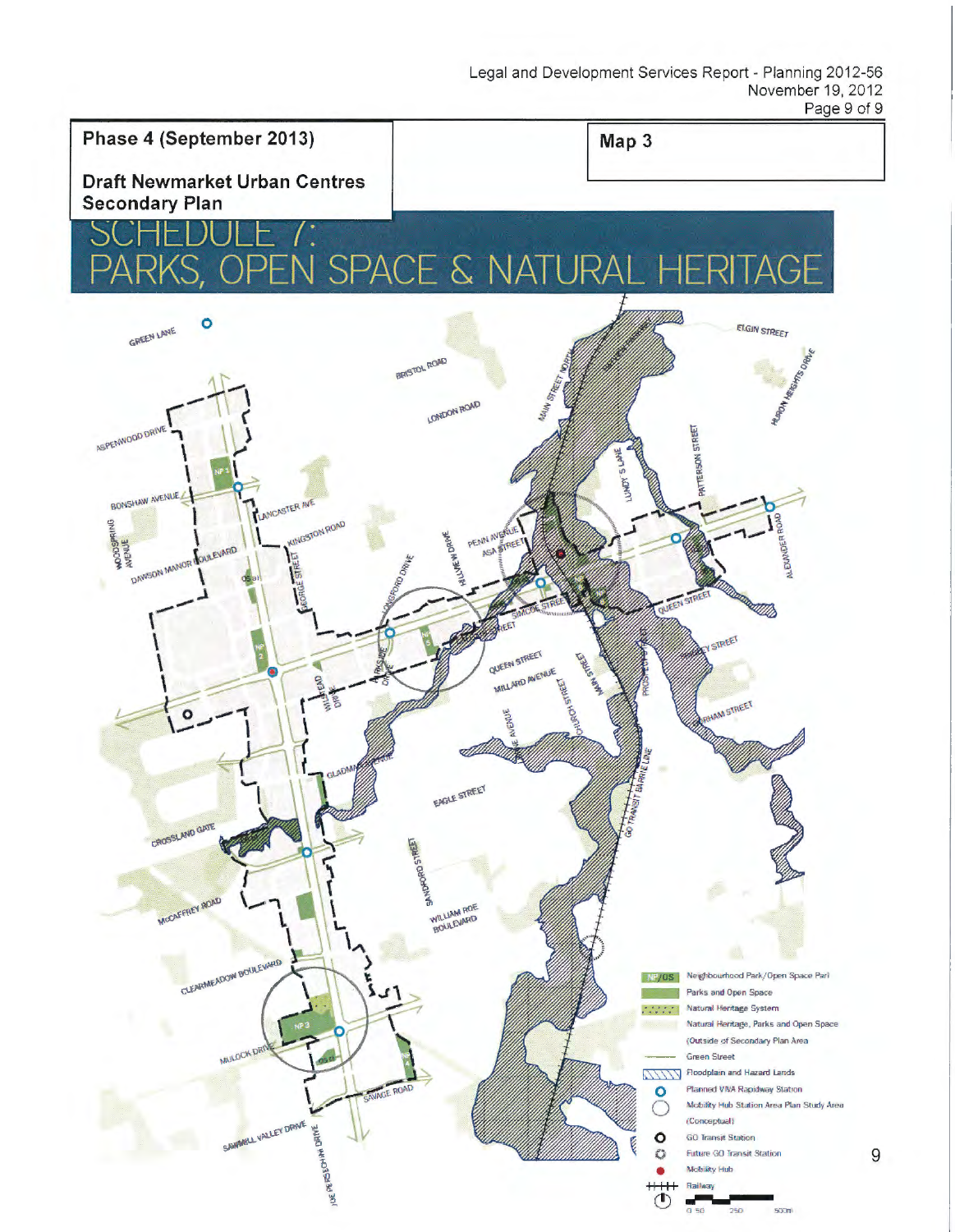Phase 4 (September 2013)

**Draft Newmarket Urban Centres Secondary Plan**

**Map 3**

# SCHEDULE 7: PARKS, OPEN SPACE & NATURAL HERITAGE

GREEN LANE

BRISTOL ROAD

LONDON ROAD

ELGIN STREET

HURON HEIGHTS DRIVE

ASPENWOOD DRIVE

BONSHAW AVENUE

WOODSPRING AVENUE

LANCASTER AVE

KINGSTON ROAD

DAWSON MANOR BOULEVARD

GEORGE STREET

LONGFORD DRIVE

HILLVIEW DRIVE

PENN AVENUE

ASA STREET

MAIN STREET NORTH

LUNDY'S LANE

PATTERSON STREET

ALEXANDER ROAD

SIMCOE STREET

QUEEN STREET

QUEEN STREET

MILLARD AVENUE

CHURCH STREET

MAIN STREET

PROSPECT STREET

SHEPPARD STREET

GORHAM STREET

PARKSIDE DRIVE

WILLIAM DRIVE

GLADMAN AVENUE

EAGLE STREET

GO TRANSIT BARRIE LINE

CROSSLAND GATE

SANDFORD STREET

McCAFFREY ROAD

WILLIAM ROE BOULEVARD

CLEARMEADOW BOULEVARD

MULOCK DRIVE

SAVAGE ROAD

SAWMILL VALLEY DRIVE

JOE PERSECHINI DRIVE

NP 1, NP 2, NP 3, NP 4, NP 5, OS 1, OS 2

NP/OS Neighbourhood Park/Open Space Parcel

Parks and Open Space

Natural Heritage System

Natural Heritage, Parks and Open Space (Outside of Secondary Plan Area)

Green Street

Floodplain and Hazard Lands

Planned VIVA Rapidway Station

Mobility Hub Station Area Plan Study Area (Conceptual)

GO Transit Station

Future GO Transit Station

Mobility Hub

Railway

0 50 250 500m